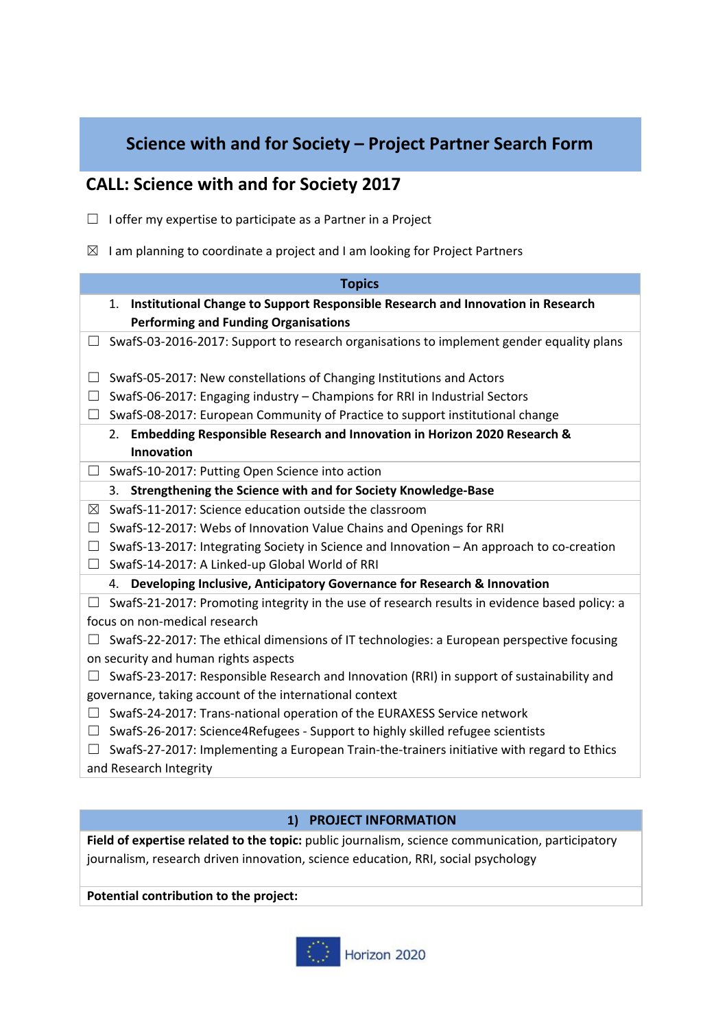# Science with and for Society – Project Partner Search Form

## CALL: Science with and for Society 2017

☐ I offer my expertise to participate as a Partner in a Project

☒ I am planning to coordinate a project and I am looking for Project Partners

| Topics |
|---|
| 1. **Institutional Change to Support Responsible Research and Innovation in Research Performing and Funding Organisations** |
| ☐ SwafS-03-2016-2017: Support to research organisations to implement gender equality plans<br><br>☐ SwafS-05-2017: New constellations of Changing Institutions and Actors<br>☐ SwafS-06-2017: Engaging industry – Champions for RRI in Industrial Sectors<br>☐ SwafS-08-2017: European Community of Practice to support institutional change |
| 2. **Embedding Responsible Research and Innovation in Horizon 2020 Research & Innovation** |
| ☐ SwafS-10-2017: Putting Open Science into action |
| 3. **Strengthening the Science with and for Society Knowledge-Base** |
| ☒ SwafS-11-2017: Science education outside the classroom<br>☐ SwafS-12-2017: Webs of Innovation Value Chains and Openings for RRI<br>☐ SwafS-13-2017: Integrating Society in Science and Innovation – An approach to co-creation<br>☐ SwafS-14-2017: A Linked-up Global World of RRI |
| 4. **Developing Inclusive, Anticipatory Governance for Research & Innovation** |
| ☐ SwafS-21-2017: Promoting integrity in the use of research results in evidence based policy: a focus on non-medical research<br>☐ SwafS-22-2017: The ethical dimensions of IT technologies: a European perspective focusing on security and human rights aspects<br>☐ SwafS-23-2017: Responsible Research and Innovation (RRI) in support of sustainability and governance, taking account of the international context<br>☐ SwafS-24-2017: Trans-national operation of the EURAXESS Service network<br>☐ SwafS-26-2017: Science4Refugees - Support to highly skilled refugee scientists<br>☐ SwafS-27-2017: Implementing a European Train-the-trainers initiative with regard to Ethics and Research Integrity |

| 1) PROJECT INFORMATION |
|---|
| **Field of expertise related to the topic:** public journalism, science communication, participatory journalism, research driven innovation, science education, RRI, social psychology |
| **Potential contribution to the project:** |

Horizon 2020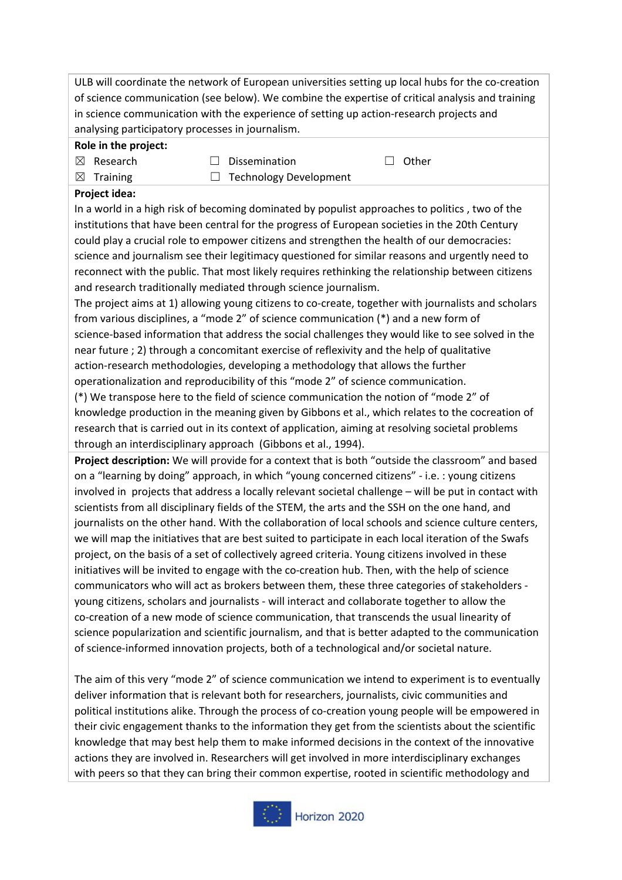ULB will coordinate the network of European universities setting up local hubs for the co-creation of science communication (see below). We combine the expertise of critical analysis and training in science communication with the experience of setting up action-research projects and analysing participatory processes in journalism.

**Role in the project:**

- ☒ Research
- ☐ Dissemination
- ☐ Other
- ☒ Training
- ☐ Technology Development

**Project idea:**

In a world in a high risk of becoming dominated by populist approaches to politics , two of the institutions that have been central for the progress of European societies in the 20th Century could play a crucial role to empower citizens and strengthen the health of our democracies: science and journalism see their legitimacy questioned for similar reasons and urgently need to reconnect with the public. That most likely requires rethinking the relationship between citizens and research traditionally mediated through science journalism.

The project aims at 1) allowing young citizens to co-create, together with journalists and scholars from various disciplines, a "mode 2" of science communication (*) and a new form of science-based information that address the social challenges they would like to see solved in the near future ; 2) through a concomitant exercise of reflexivity and the help of qualitative action-research methodologies, developing a methodology that allows the further operationalization and reproducibility of this "mode 2" of science communication.

(*) We transpose here to the field of science communication the notion of "mode 2" of knowledge production in the meaning given by Gibbons et al., which relates to the cocreation of research that is carried out in its context of application, aiming at resolving societal problems through an interdisciplinary approach (Gibbons et al., 1994).

**Project description:** We will provide for a context that is both "outside the classroom" and based on a "learning by doing" approach, in which "young concerned citizens" - i.e. : young citizens involved in projects that address a locally relevant societal challenge – will be put in contact with scientists from all disciplinary fields of the STEM, the arts and the SSH on the one hand, and journalists on the other hand. With the collaboration of local schools and science culture centers, we will map the initiatives that are best suited to participate in each local iteration of the Swafs project, on the basis of a set of collectively agreed criteria. Young citizens involved in these initiatives will be invited to engage with the co-creation hub. Then, with the help of science communicators who will act as brokers between them, these three categories of stakeholders - young citizens, scholars and journalists - will interact and collaborate together to allow the co-creation of a new mode of science communication, that transcends the usual linearity of science popularization and scientific journalism, and that is better adapted to the communication of science-informed innovation projects, both of a technological and/or societal nature.

The aim of this very "mode 2" of science communication we intend to experiment is to eventually deliver information that is relevant both for researchers, journalists, civic communities and political institutions alike. Through the process of co-creation young people will be empowered in their civic engagement thanks to the information they get from the scientists about the scientific knowledge that may best help them to make informed decisions in the context of the innovative actions they are involved in. Researchers will get involved in more interdisciplinary exchanges with peers so that they can bring their common expertise, rooted in scientific methodology and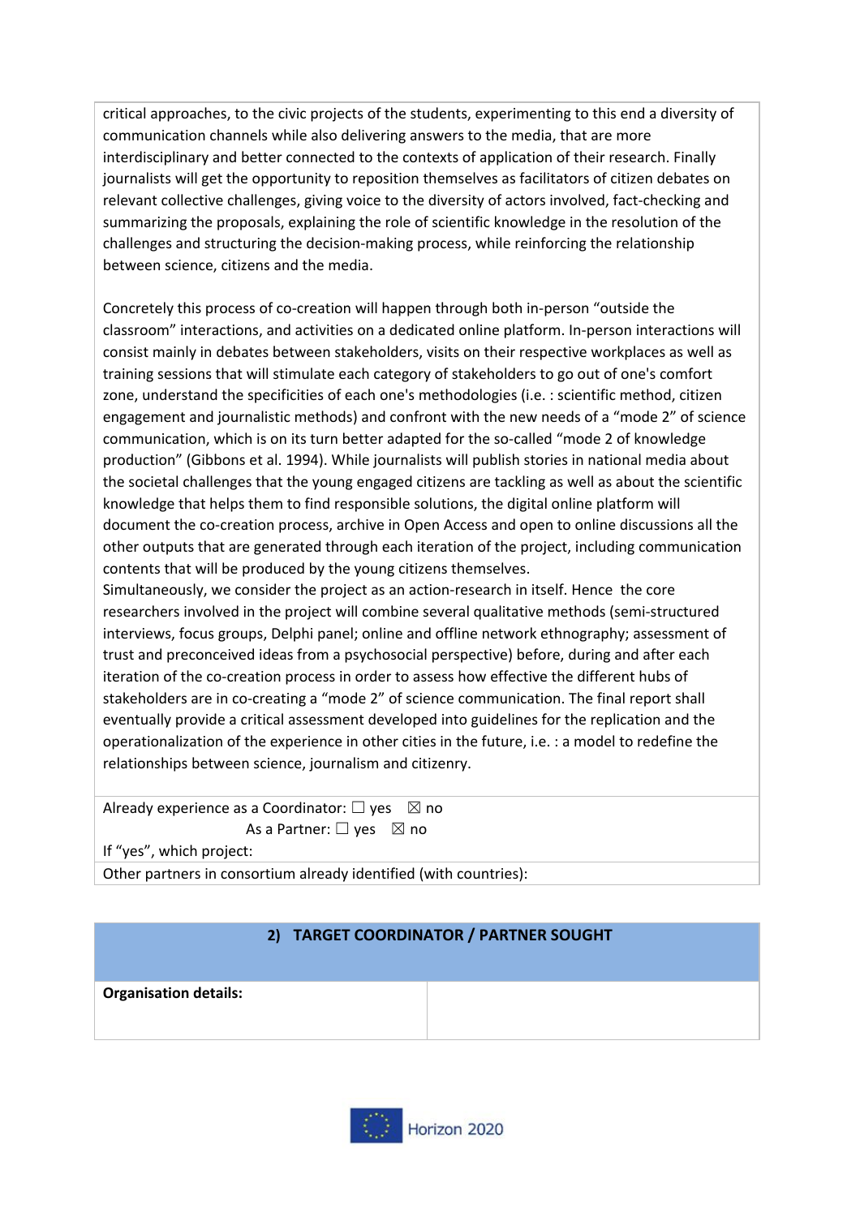critical approaches, to the civic projects of the students, experimenting to this end a diversity of communication channels while also delivering answers to the media, that are more interdisciplinary and better connected to the contexts of application of their research. Finally journalists will get the opportunity to reposition themselves as facilitators of citizen debates on relevant collective challenges, giving voice to the diversity of actors involved, fact-checking and summarizing the proposals, explaining the role of scientific knowledge in the resolution of the challenges and structuring the decision-making process, while reinforcing the relationship between science, citizens and the media.

Concretely this process of co-creation will happen through both in-person "outside the classroom" interactions, and activities on a dedicated online platform. In-person interactions will consist mainly in debates between stakeholders, visits on their respective workplaces as well as training sessions that will stimulate each category of stakeholders to go out of one's comfort zone, understand the specificities of each one's methodologies (i.e. : scientific method, citizen engagement and journalistic methods) and confront with the new needs of a "mode 2" of science communication, which is on its turn better adapted for the so-called "mode 2 of knowledge production" (Gibbons et al. 1994). While journalists will publish stories in national media about the societal challenges that the young engaged citizens are tackling as well as about the scientific knowledge that helps them to find responsible solutions, the digital online platform will document the co-creation process, archive in Open Access and open to online discussions all the other outputs that are generated through each iteration of the project, including communication contents that will be produced by the young citizens themselves.
Simultaneously, we consider the project as an action-research in itself. Hence the core researchers involved in the project will combine several qualitative methods (semi-structured interviews, focus groups, Delphi panel; online and offline network ethnography; assessment of trust and preconceived ideas from a psychosocial perspective) before, during and after each iteration of the co-creation process in order to assess how effective the different hubs of stakeholders are in co-creating a "mode 2" of science communication. The final report shall eventually provide a critical assessment developed into guidelines for the replication and the operationalization of the experience in other cities in the future, i.e. : a model to redefine the relationships between science, journalism and citizenry.

Already experience as a Coordinator: ☐ yes ☒ no
As a Partner: ☐ yes ☒ no
If "yes", which project:

Other partners in consortium already identified (with countries):

## 2) TARGET COORDINATOR / PARTNER SOUGHT

| **Organisation details:** | |
|---|---|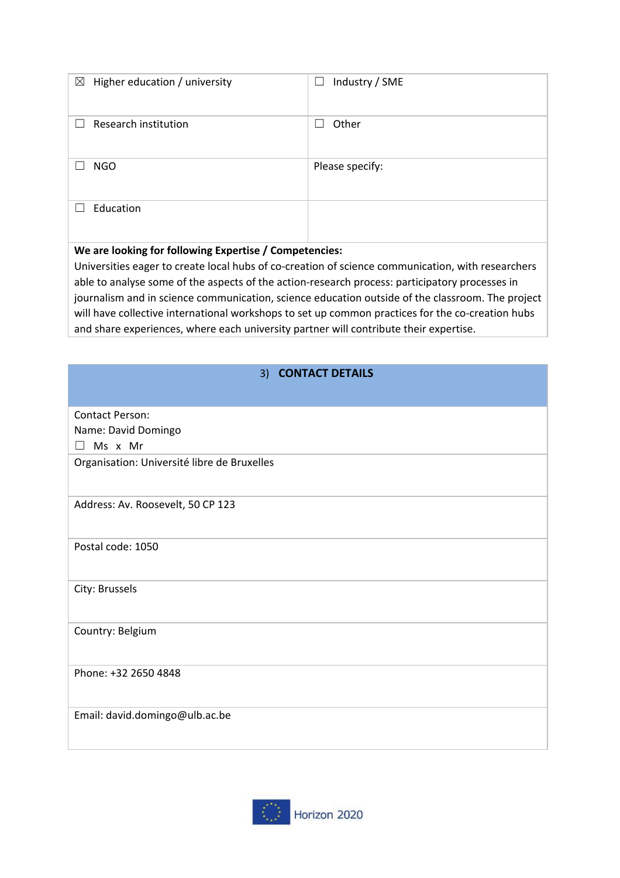| | |
|---|---|
| ☒ Higher education / university | ☐ Industry / SME |
| ☐ Research institution | ☐ Other |
| ☐ NGO | Please specify: |
| ☐ Education | |

**We are looking for following Expertise / Competencies:**

Universities eager to create local hubs of co-creation of science communication, with researchers able to analyse some of the aspects of the action-research process: participatory processes in journalism and in science communication, science education outside of the classroom. The project will have collective international workshops to set up common practices for the co-creation hubs and share experiences, where each university partner will contribute their expertise.

## 3) CONTACT DETAILS

Contact Person:
Name: David Domingo
☐ Ms x Mr

Organisation: Université libre de Bruxelles

Address: Av. Roosevelt, 50 CP 123

Postal code: 1050

City: Brussels

Country: Belgium

Phone: +32 2650 4848

Email: david.domingo@ulb.ac.be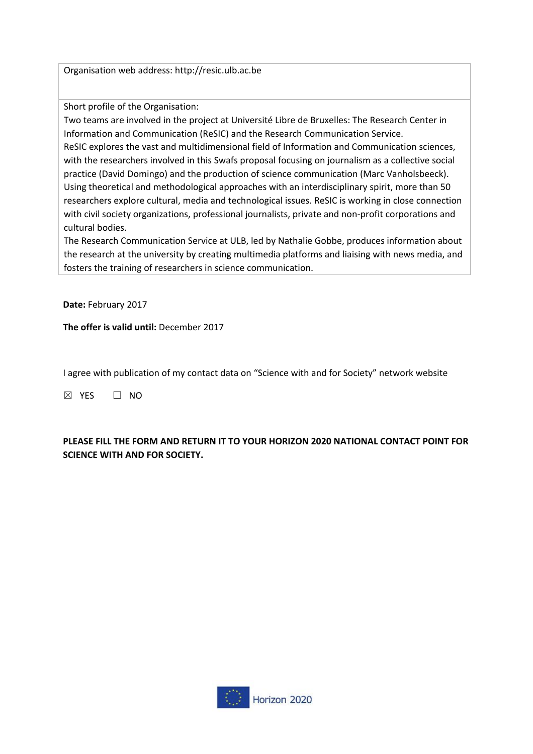| |
|---|
| Organisation web address: http://resic.ulb.ac.be |
| Short profile of the Organisation:<br>Two teams are involved in the project at Université Libre de Bruxelles: The Research Center in Information and Communication (ReSIC) and the Research Communication Service.<br>ReSIC explores the vast and multidimensional field of Information and Communication sciences, with the researchers involved in this Swafs proposal focusing on journalism as a collective social practice (David Domingo) and the production of science communication (Marc Vanholsbeeck). Using theoretical and methodological approaches with an interdisciplinary spirit, more than 50 researchers explore cultural, media and technological issues. ReSIC is working in close connection with civil society organizations, professional journalists, private and non-profit corporations and cultural bodies.<br>The Research Communication Service at ULB, led by Nathalie Gobbe, produces information about the research at the university by creating multimedia platforms and liaising with news media, and fosters the training of researchers in science communication. |

**Date:** February 2017

**The offer is valid until:** December 2017

I agree with publication of my contact data on "Science with and for Society" network website

☒ YES ☐ NO

**PLEASE FILL THE FORM AND RETURN IT TO YOUR HORIZON 2020 NATIONAL CONTACT POINT FOR SCIENCE WITH AND FOR SOCIETY.**

Horizon 2020